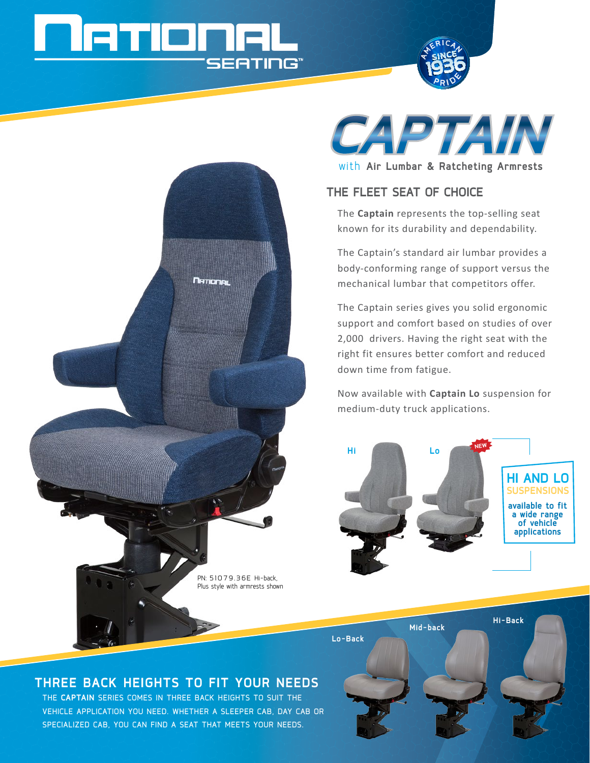# NATIONAL SEATING

AMERICAN PRIDE SINCE 1936

# CAPTAIN

with **Air Lumbar & Ratcheting Armrests**

## THE FLEET SEAT OF CHOICE

The **Captain** represents the top-selling seat known for its durability and dependability.

The Captain's standard air lumbar provides a body-conforming range of support versus the mechanical lumbar that competitors offer.

The Captain series gives you solid ergonomic support and comfort based on studies of over 2,000 drivers. Having the right seat with the right fit ensures better comfort and reduced down time from fatigue.

Now available with **Captain Lo** suspension for medium-duty truck applications.

Hi

Lo

NEW

**HI AND LO SUSPENSIONS** available to fit a wide range of vehicle applications

PN: 51079.36E Hi-back, Plus style with armrests shown

Lo-Back

Mid-back

Hi-Back

## THREE BACK HEIGHTS TO FIT YOUR NEEDS

THE **CAPTAIN** SERIES COMES IN THREE BACK HEIGHTS TO SUIT THE VEHICLE APPLICATION YOU NEED. WHETHER A SLEEPER CAB, DAY CAB OR SPECIALIZED CAB, YOU CAN FIND A SEAT THAT MEETS YOUR NEEDS.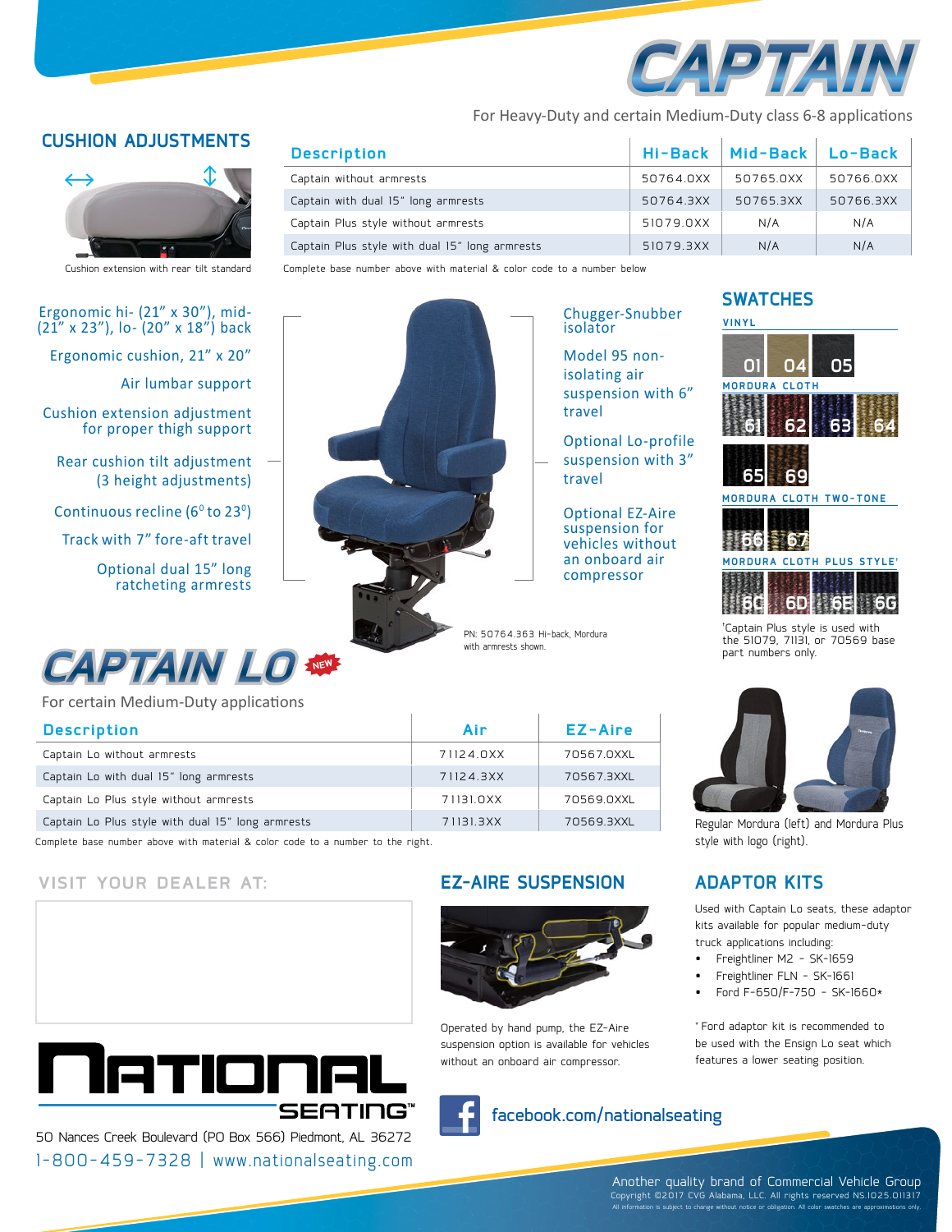# CAPTAIN

For Heavy-Duty and certain Medium-Duty class 6-8 applications

## CUSHION ADJUSTMENTS

Cushion extension with rear tilt standard

| Description | Hi-Back | Mid-Back | Lo-Back |
|---|---|---|---|
| Captain without armrests | 50764.0XX | 50765.0XX | 50766.0XX |
| Captain with dual 15" long armrests | 50764.3XX | 50765.3XX | 50766.3XX |
| Captain Plus style without armrests | 51079.0XX | N/A | N/A |
| Captain Plus style with dual 15" long armrests | 51079.3XX | N/A | N/A |

Complete base number above with material & color code to a number below

- Ergonomic hi- (21" x 30"), mid- (21" x 23"), lo- (20" x 18") back
- Ergonomic cushion, 21" x 20"
- Air lumbar support
- Cushion extension adjustment for proper thigh support
- Rear cushion tilt adjustment (3 height adjustments)
- Continuous recline (6° to 23°)
- Track with 7" fore-aft travel
- Optional dual 15" long ratcheting armrests

- Chugger-Snubber isolator
- Model 95 non-isolating air suspension with 6" travel
- Optional Lo-profile suspension with 3" travel
- Optional EZ-Aire suspension for vehicles without an onboard air compressor

PN: 50764.363 Hi-back, Mordura with armrests shown.

## SWATCHES

**VINYL**

01 04 05

**MORDURA CLOTH**

61 62 63 64 65 69

**MORDURA CLOTH TWO-TONE**

66 67

**MORDURA CLOTH PLUS STYLE[1]**

6C 6D 6E 6G

[1]Captain Plus style is used with the 51079, 71131, or 70569 base part numbers only.

# CAPTAIN LO

NEW

For certain Medium-Duty applications

| Description | Air | EZ-Aire |
|---|---|---|
| Captain Lo without armrests | 71124.0XX | 70567.0XXL |
| Captain Lo with dual 15" long armrests | 71124.3XX | 70567.3XXL |
| Captain Lo Plus style without armrests | 71131.0XX | 70569.0XXL |
| Captain Lo Plus style with dual 15" long armrests | 71131.3XX | 70569.3XXL |

Complete base number above with material & color code to a number to the right.

Regular Mordura (left) and Mordura Plus style with logo (right).

## VISIT YOUR DEALER AT:

## EZ-AIRE SUSPENSION

Operated by hand pump, the EZ-Aire suspension option is available for vehicles without an onboard air compressor.

## ADAPTOR KITS

Used with Captain Lo seats, these adaptor kits available for popular medium-duty truck applications including:

- Freightliner M2 - SK-1659
- Freightliner FLN - SK-1661
- Ford F-650/F-750 - SK-1660*

*Ford adaptor kit is recommended to be used with the Ensign Lo seat which features a lower seating position.

NATIONAL SEATING™

50 Nances Creek Boulevard (PO Box 566) Piedmont, AL 36272

1-800-459-7328 | www.nationalseating.com

facebook.com/nationalseating

Another quality brand of Commercial Vehicle Group

Copyright ©2017 CVG Alabama, LLC. All rights reserved NS.1025.011317

All information is subject to change without notice or obligation. All color swatches are approximations only.